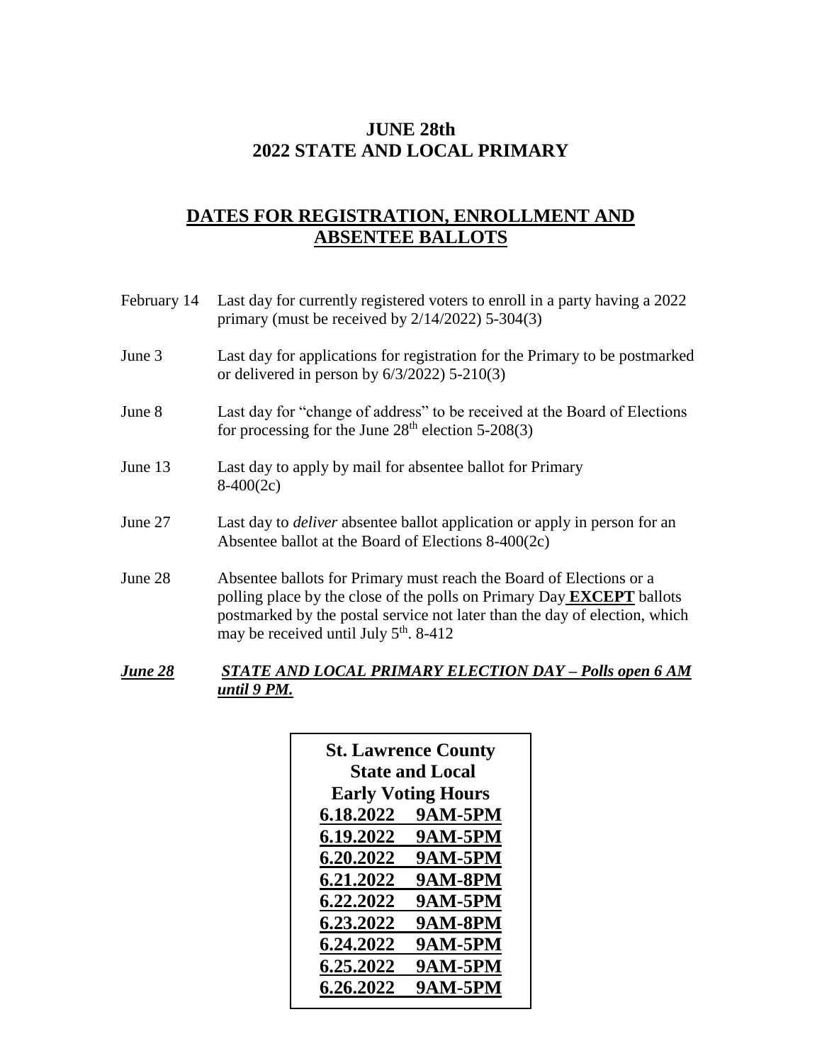# JUNE 28th
# 2022 STATE AND LOCAL PRIMARY

## DATES FOR REGISTRATION, ENROLLMENT AND ABSENTEE BALLOTS

February 14 — Last day for currently registered voters to enroll in a party having a 2022 primary (must be received by 2/14/2022) 5-304(3)

June 3 — Last day for applications for registration for the Primary to be postmarked or delivered in person by 6/3/2022) 5-210(3)

June 8 — Last day for "change of address" to be received at the Board of Elections for processing for the June 28th election 5-208(3)

June 13 — Last day to apply by mail for absentee ballot for Primary 8-400(2c)

June 27 — Last day to *deliver* absentee ballot application or apply in person for an Absentee ballot at the Board of Elections 8-400(2c)

June 28 — Absentee ballots for Primary must reach the Board of Elections or a polling place by the close of the polls on Primary Day **EXCEPT** ballots postmarked by the postal service not later than the day of election, which may be received until July 5th. 8-412

***June 28*** — ***STATE AND LOCAL PRIMARY ELECTION DAY – Polls open 6 AM until 9 PM.***

| St. Lawrence County State and Local Early Voting Hours | |
|---|---|
| 6.18.2022 | 9AM-5PM |
| 6.19.2022 | 9AM-5PM |
| 6.20.2022 | 9AM-5PM |
| 6.21.2022 | 9AM-8PM |
| 6.22.2022 | 9AM-5PM |
| 6.23.2022 | 9AM-8PM |
| 6.24.2022 | 9AM-5PM |
| 6.25.2022 | 9AM-5PM |
| 6.26.2022 | 9AM-5PM |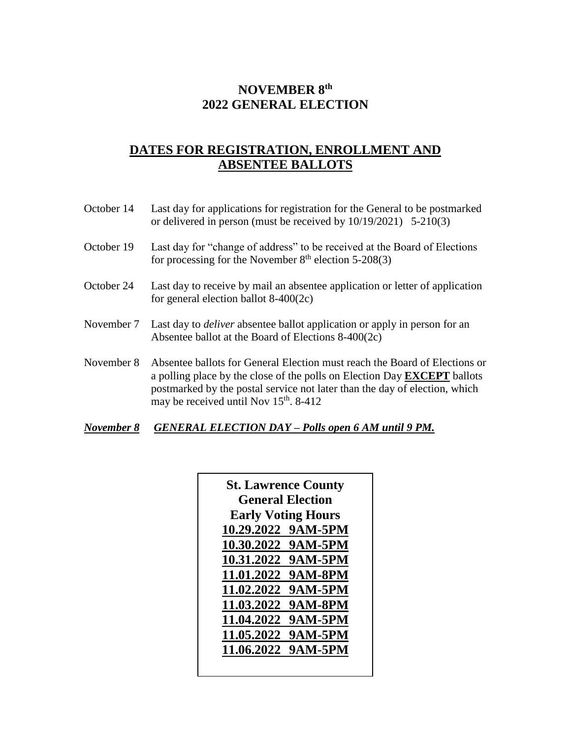# NOVEMBER 8th 2022 GENERAL ELECTION

## DATES FOR REGISTRATION, ENROLLMENT AND ABSENTEE BALLOTS

| | |
|---|---|
| October 14 | Last day for applications for registration for the General to be postmarked or delivered in person (must be received by 10/19/2021) 5-210(3) |
| October 19 | Last day for "change of address" to be received at the Board of Elections for processing for the November 8th election 5-208(3) |
| October 24 | Last day to receive by mail an absentee application or letter of application for general election ballot 8-400(2c) |
| November 7 | Last day to *deliver* absentee ballot application or apply in person for an Absentee ballot at the Board of Elections 8-400(2c) |
| November 8 | Absentee ballots for General Election must reach the Board of Elections or a polling place by the close of the polls on Election Day **EXCEPT** ballots postmarked by the postal service not later than the day of election, which may be received until Nov 15th. 8-412 |

***November 8 GENERAL ELECTION DAY – Polls open 6 AM until 9 PM.***

**St. Lawrence County**
**General Election**
**Early Voting Hours**

**10.29.2022 9AM-5PM**
**10.30.2022 9AM-5PM**
**10.31.2022 9AM-5PM**
**11.01.2022 9AM-8PM**
**11.02.2022 9AM-5PM**
**11.03.2022 9AM-8PM**
**11.04.2022 9AM-5PM**
**11.05.2022 9AM-5PM**
**11.06.2022 9AM-5PM**